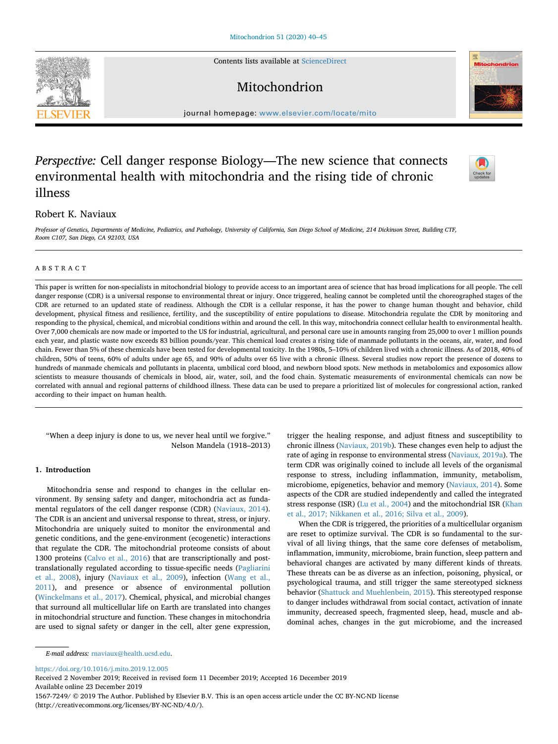Contents lists available at ScienceDirect

# Mitochondrion

journal homepage: www.elsevier.com/locate/mito

# *Perspective:* Cell danger response Biology—The new science that connects environmental health with mitochondria and the rising tide of chronic illness

Robert K. Naviaux

*Professor of Genetics, Departments of Medicine, Pediatrics, and Pathology, University of California, San Diego School of Medicine, 214 Dickinson Street, Building CTF, Room C107, San Diego, CA 92103, USA*

## ABSTRACT

This paper is written for non-specialists in mitochondrial biology to provide access to an important area of science that has broad implications for all people. The cell danger response (CDR) is a universal response to environmental threat or injury. Once triggered, healing cannot be completed until the choreographed stages of the CDR are returned to an updated state of readiness. Although the CDR is a cellular response, it has the power to change human thought and behavior, child development, physical fitness and resilience, fertility, and the susceptibility of entire populations to disease. Mitochondria regulate the CDR by monitoring and responding to the physical, chemical, and microbial conditions within and around the cell. In this way, mitochondria connect cellular health to environmental health. Over 7,000 chemicals are now made or imported to the US for industrial, agricultural, and personal care use in amounts ranging from 25,000 to over 1 million pounds each year, and plastic waste now exceeds 83 billion pounds/year. This chemical load creates a rising tide of manmade pollutants in the oceans, air, water, and food chain. Fewer than 5% of these chemicals have been tested for developmental toxicity. In the 1980s, 5–10% of children lived with a chronic illness. As of 2018, 40% of children, 50% of teens, 60% of adults under age 65, and 90% of adults over 65 live with a chronic illness. Several studies now report the presence of dozens to hundreds of manmade chemicals and pollutants in placenta, umbilical cord blood, and newborn blood spots. New methods in metabolomics and exposomics allow scientists to measure thousands of chemicals in blood, air, water, soil, and the food chain. Systematic measurements of environmental chemicals can now be correlated with annual and regional patterns of childhood illness. These data can be used to prepare a prioritized list of molecules for congressional action, ranked according to their impact on human health.

> "When a deep injury is done to us, we never heal until we forgive."
> Nelson Mandela (1918–2013)

## 1. Introduction

Mitochondria sense and respond to changes in the cellular environment. By sensing safety and danger, mitochondria act as fundamental regulators of the cell danger response (CDR) (Naviaux, 2014). The CDR is an ancient and universal response to threat, stress, or injury. Mitochondria are uniquely suited to monitor the environmental and genetic conditions, and the gene-environment (ecogenetic) interactions that regulate the CDR. The mitochondrial proteome consists of about 1300 proteins (Calvo et al., 2016) that are transcriptionally and post-translationally regulated according to tissue-specific needs (Pagliarini et al., 2008), injury (Naviaux et al., 2009), infection (Wang et al., 2011), and presence or absence of environmental pollution (Winckelmans et al., 2017). Chemical, physical, and microbial changes that surround all multicellular life on Earth are translated into changes in mitochondrial structure and function. These changes in mitochondria are used to signal safety or danger in the cell, alter gene expression, trigger the healing response, and adjust fitness and susceptibility to chronic illness (Naviaux, 2019b). These changes even help to adjust the rate of aging in response to environmental stress (Naviaux, 2019a). The term CDR was originally coined to include all levels of the organismal response to stress, including inflammation, immunity, metabolism, microbiome, epigenetics, behavior and memory (Naviaux, 2014). Some aspects of the CDR are studied independently and called the integrated stress response (ISR) (Lu et al., 2004) and the mitochondrial ISR (Khan et al., 2017; Nikkanen et al., 2016; Silva et al., 2009).

When the CDR is triggered, the priorities of a multicellular organism are reset to optimize survival. The CDR is so fundamental to the survival of all living things, that the same core defenses of metabolism, inflammation, immunity, microbiome, brain function, sleep pattern and behavioral changes are activated by many different kinds of threats. These threats can be as diverse as an infection, poisoning, physical, or psychological trauma, and still trigger the same stereotyped sickness behavior (Shattuck and Muehlenbein, 2015). This stereotyped response to danger includes withdrawal from social contact, activation of innate immunity, decreased speech, fragmented sleep, head, muscle and abdominal aches, changes in the gut microbiome, and the increased

*E-mail address:* rnaviaux@health.ucsd.edu.

https://doi.org/10.1016/j.mito.2019.12.005
Received 2 November 2019; Received in revised form 11 December 2019; Accepted 16 December 2019
Available online 23 December 2019
1567-7249/ © 2019 The Author. Published by Elsevier B.V. This is an open access article under the CC BY-NC-ND license (http://creativecommons.org/licenses/BY-NC-ND/4.0/).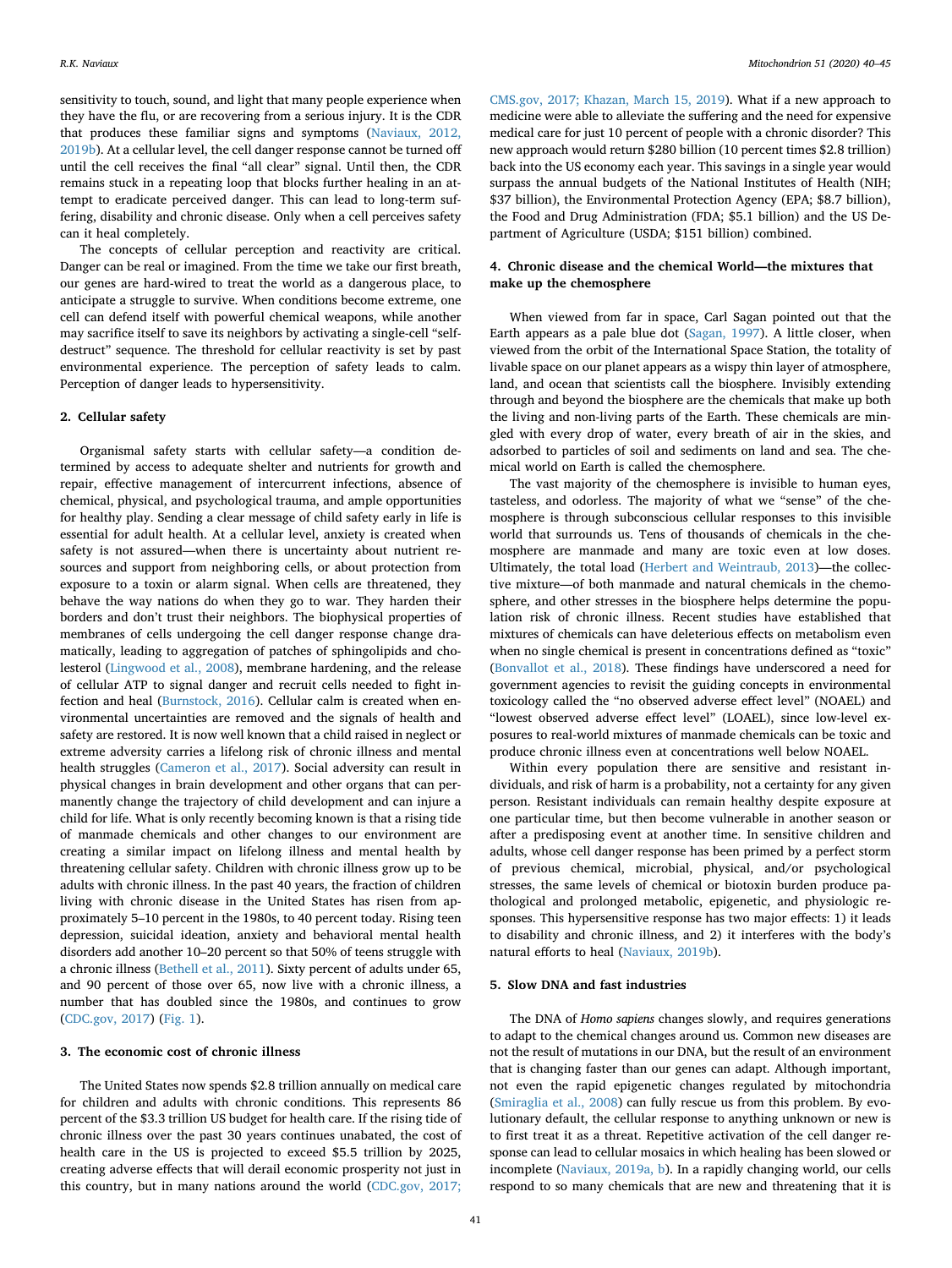sensitivity to touch, sound, and light that many people experience when they have the flu, or are recovering from a serious injury. It is the CDR that produces these familiar signs and symptoms (Naviaux, 2012, 2019b). At a cellular level, the cell danger response cannot be turned off until the cell receives the final "all clear" signal. Until then, the CDR remains stuck in a repeating loop that blocks further healing in an attempt to eradicate perceived danger. This can lead to long-term suffering, disability and chronic disease. Only when a cell perceives safety can it heal completely.

The concepts of cellular perception and reactivity are critical. Danger can be real or imagined. From the time we take our first breath, our genes are hard-wired to treat the world as a dangerous place, to anticipate a struggle to survive. When conditions become extreme, one cell can defend itself with powerful chemical weapons, while another may sacrifice itself to save its neighbors by activating a single-cell "self-destruct" sequence. The threshold for cellular reactivity is set by past environmental experience. The perception of safety leads to calm. Perception of danger leads to hypersensitivity.

## 2. Cellular safety

Organismal safety starts with cellular safety—a condition determined by access to adequate shelter and nutrients for growth and repair, effective management of intercurrent infections, absence of chemical, physical, and psychological trauma, and ample opportunities for healthy play. Sending a clear message of child safety early in life is essential for adult health. At a cellular level, anxiety is created when safety is not assured—when there is uncertainty about nutrient resources and support from neighboring cells, or about protection from exposure to a toxin or alarm signal. When cells are threatened, they behave the way nations do when they go to war. They harden their borders and don't trust their neighbors. The biophysical properties of membranes of cells undergoing the cell danger response change dramatically, leading to aggregation of patches of sphingolipids and cholesterol (Lingwood et al., 2008), membrane hardening, and the release of cellular ATP to signal danger and recruit cells needed to fight infection and heal (Burnstock, 2016). Cellular calm is created when environmental uncertainties are removed and the signals of health and safety are restored. It is now well known that a child raised in neglect or extreme adversity carries a lifelong risk of chronic illness and mental health struggles (Cameron et al., 2017). Social adversity can result in physical changes in brain development and other organs that can permanently change the trajectory of child development and can injure a child for life. What is only recently becoming known is that a rising tide of manmade chemicals and other changes to our environment are creating a similar impact on lifelong illness and mental health by threatening cellular safety. Children with chronic illness grow up to be adults with chronic illness. In the past 40 years, the fraction of children living with chronic disease in the United States has risen from approximately 5–10 percent in the 1980s, to 40 percent today. Rising teen depression, suicidal ideation, anxiety and behavioral mental health disorders add another 10–20 percent so that 50% of teens struggle with a chronic illness (Bethell et al., 2011). Sixty percent of adults under 65, and 90 percent of those over 65, now live with a chronic illness, a number that has doubled since the 1980s, and continues to grow (CDC.gov, 2017) (Fig. 1).

## 3. The economic cost of chronic illness

The United States now spends $2.8 trillion annually on medical care for children and adults with chronic conditions. This represents 86 percent of the $3.3 trillion US budget for health care. If the rising tide of chronic illness over the past 30 years continues unabated, the cost of health care in the US is projected to exceed $5.5 trillion by 2025, creating adverse effects that will derail economic prosperity not just in this country, but in many nations around the world (CDC.gov, 2017; CMS.gov, 2017; Khazan, March 15, 2019). What if a new approach to medicine were able to alleviate the suffering and the need for expensive medical care for just 10 percent of people with a chronic disorder? This new approach would return $280 billion (10 percent times $2.8 trillion) back into the US economy each year. This savings in a single year would surpass the annual budgets of the National Institutes of Health (NIH; $37 billion), the Environmental Protection Agency (EPA; $8.7 billion), the Food and Drug Administration (FDA; $5.1 billion) and the US Department of Agriculture (USDA; $151 billion) combined.

## 4. Chronic disease and the chemical World—the mixtures that make up the chemosphere

When viewed from far in space, Carl Sagan pointed out that the Earth appears as a pale blue dot (Sagan, 1997). A little closer, when viewed from the orbit of the International Space Station, the totality of livable space on our planet appears as a wispy thin layer of atmosphere, land, and ocean that scientists call the biosphere. Invisibly extending through and beyond the biosphere are the chemicals that make up both the living and non-living parts of the Earth. These chemicals are mingled with every drop of water, every breath of air in the skies, and adsorbed to particles of soil and sediments on land and sea. The chemical world on Earth is called the chemosphere.

The vast majority of the chemosphere is invisible to human eyes, tasteless, and odorless. The majority of what we "sense" of the chemosphere is through subconscious cellular responses to this invisible world that surrounds us. Tens of thousands of chemicals in the chemosphere are manmade and many are toxic even at low doses. Ultimately, the total load (Herbert and Weintraub, 2013)—the collective mixture—of both manmade and natural chemicals in the chemosphere, and other stresses in the biosphere helps determine the population risk of chronic illness. Recent studies have established that mixtures of chemicals can have deleterious effects on metabolism even when no single chemical is present in concentrations defined as "toxic" (Bonvallot et al., 2018). These findings have underscored a need for government agencies to revisit the guiding concepts in environmental toxicology called the "no observed adverse effect level" (NOAEL) and "lowest observed adverse effect level" (LOAEL), since low-level exposures to real-world mixtures of manmade chemicals can be toxic and produce chronic illness even at concentrations well below NOAEL.

Within every population there are sensitive and resistant individuals, and risk of harm is a probability, not a certainty for any given person. Resistant individuals can remain healthy despite exposure at one particular time, but then become vulnerable in another season or after a predisposing event at another time. In sensitive children and adults, whose cell danger response has been primed by a perfect storm of previous chemical, microbial, physical, and/or psychological stresses, the same levels of chemical or biotoxin burden produce pathological and prolonged metabolic, epigenetic, and physiologic responses. This hypersensitive response has two major effects: 1) it leads to disability and chronic illness, and 2) it interferes with the body's natural efforts to heal (Naviaux, 2019b).

## 5. Slow DNA and fast industries

The DNA of *Homo sapiens* changes slowly, and requires generations to adapt to the chemical changes around us. Common new diseases are not the result of mutations in our DNA, but the result of an environment that is changing faster than our genes can adapt. Although important, not even the rapid epigenetic changes regulated by mitochondria (Smiraglia et al., 2008) can fully rescue us from this problem. By evolutionary default, the cellular response to anything unknown or new is to first treat it as a threat. Repetitive activation of the cell danger response can lead to cellular mosaics in which healing has been slowed or incomplete (Naviaux, 2019a, b). In a rapidly changing world, our cells respond to so many chemicals that are new and threatening that it is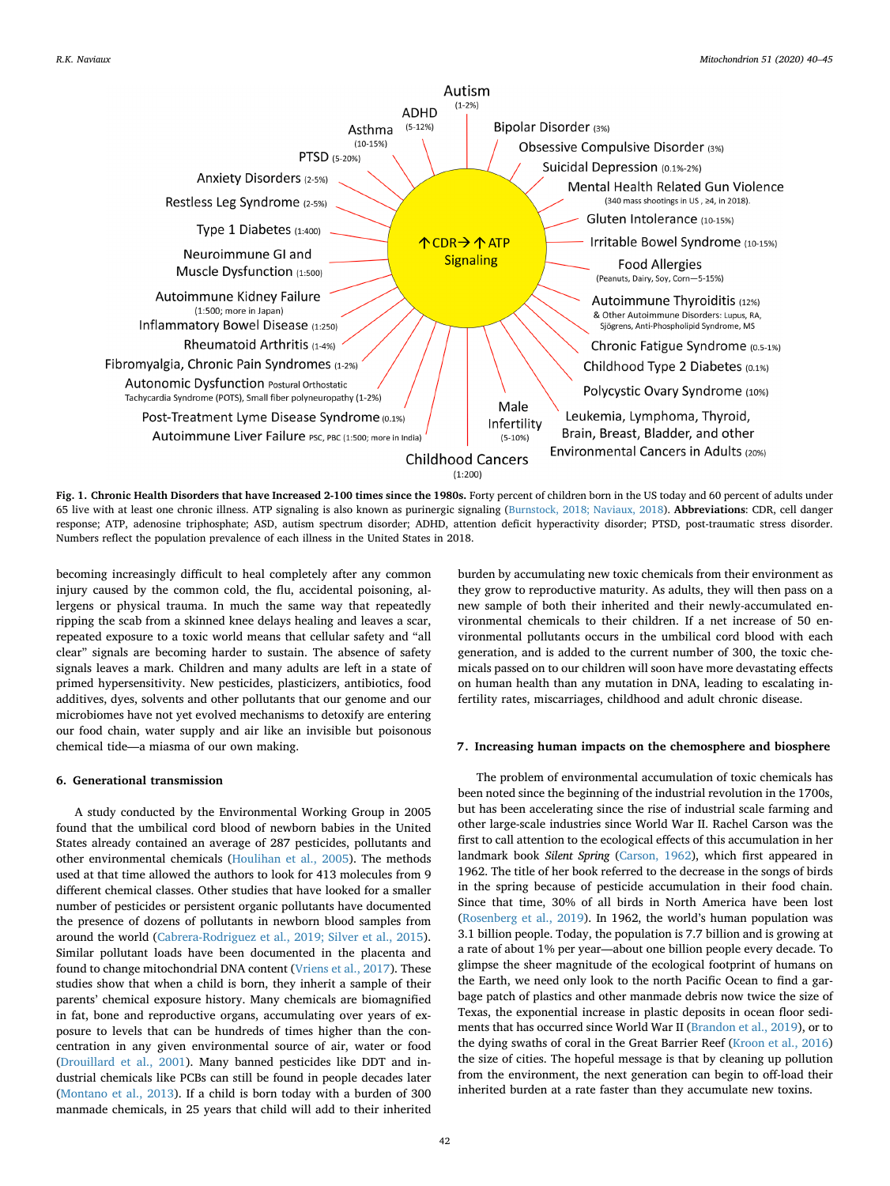**Fig. 1. Chronic Health Disorders that have Increased 2-100 times since the 1980s.** Forty percent of children born in the US today and 60 percent of adults under 65 live with at least one chronic illness. ATP signaling is also known as purinergic signaling (Burnstock, 2018; Naviaux, 2018). **Abbreviations**: CDR, cell danger response; ATP, adenosine triphosphate; ASD, autism spectrum disorder; ADHD, attention deficit hyperactivity disorder; PTSD, post-traumatic stress disorder. Numbers reflect the population prevalence of each illness in the United States in 2018.

becoming increasingly difficult to heal completely after any common injury caused by the common cold, the flu, accidental poisoning, allergens or physical trauma. In much the same way that repeatedly ripping the scab from a skinned knee delays healing and leaves a scar, repeated exposure to a toxic world means that cellular safety and "all clear" signals are becoming harder to sustain. The absence of safety signals leaves a mark. Children and many adults are left in a state of primed hypersensitivity. New pesticides, plasticizers, antibiotics, food additives, dyes, solvents and other pollutants that our genome and our microbiomes have not yet evolved mechanisms to detoxify are entering our food chain, water supply and air like an invisible but poisonous chemical tide—a miasma of our own making.

## 6. Generational transmission

A study conducted by the Environmental Working Group in 2005 found that the umbilical cord blood of newborn babies in the United States already contained an average of 287 pesticides, pollutants and other environmental chemicals (Houlihan et al., 2005). The methods used at that time allowed the authors to look for 413 molecules from 9 different chemical classes. Other studies that have looked for a smaller number of pesticides or persistent organic pollutants have documented the presence of dozens of pollutants in newborn blood samples from around the world (Cabrera-Rodriguez et al., 2019; Silver et al., 2015). Similar pollutant loads have been documented in the placenta and found to change mitochondrial DNA content (Vriens et al., 2017). These studies show that when a child is born, they inherit a sample of their parents' chemical exposure history. Many chemicals are biomagnified in fat, bone and reproductive organs, accumulating over years of exposure to levels that can be hundreds of times higher than the concentration in any given environmental source of air, water or food (Drouillard et al., 2001). Many banned pesticides like DDT and industrial chemicals like PCBs can still be found in people decades later (Montano et al., 2013). If a child is born today with a burden of 300 manmade chemicals, in 25 years that child will add to their inherited burden by accumulating new toxic chemicals from their environment as they grow to reproductive maturity. As adults, they will then pass on a new sample of both their inherited and their newly-accumulated environmental chemicals to their children. If a net increase of 50 environmental pollutants occurs in the umbilical cord blood with each generation, and is added to the current number of 300, the toxic chemicals passed on to our children will soon have more devastating effects on human health than any mutation in DNA, leading to escalating infertility rates, miscarriages, childhood and adult chronic disease.

## 7. Increasing human impacts on the chemosphere and biosphere

The problem of environmental accumulation of toxic chemicals has been noted since the beginning of the industrial revolution in the 1700s, but has been accelerating since the rise of industrial scale farming and other large-scale industries since World War II. Rachel Carson was the first to call attention to the ecological effects of this accumulation in her landmark book *Silent Spring* (Carson, 1962), which first appeared in 1962. The title of her book referred to the decrease in the songs of birds in the spring because of pesticide accumulation in their food chain. Since that time, 30% of all birds in North America have been lost (Rosenberg et al., 2019). In 1962, the world's human population was 3.1 billion people. Today, the population is 7.7 billion and is growing at a rate of about 1% per year—about one billion people every decade. To glimpse the sheer magnitude of the ecological footprint of humans on the Earth, we need only look to the north Pacific Ocean to find a garbage patch of plastics and other manmade debris now twice the size of Texas, the exponential increase in plastic deposits in ocean floor sediments that has occurred since World War II (Brandon et al., 2019), or to the dying swaths of coral in the Great Barrier Reef (Kroon et al., 2016) the size of cities. The hopeful message is that by cleaning up pollution from the environment, the next generation can begin to off-load their inherited burden at a rate faster than they accumulate new toxins.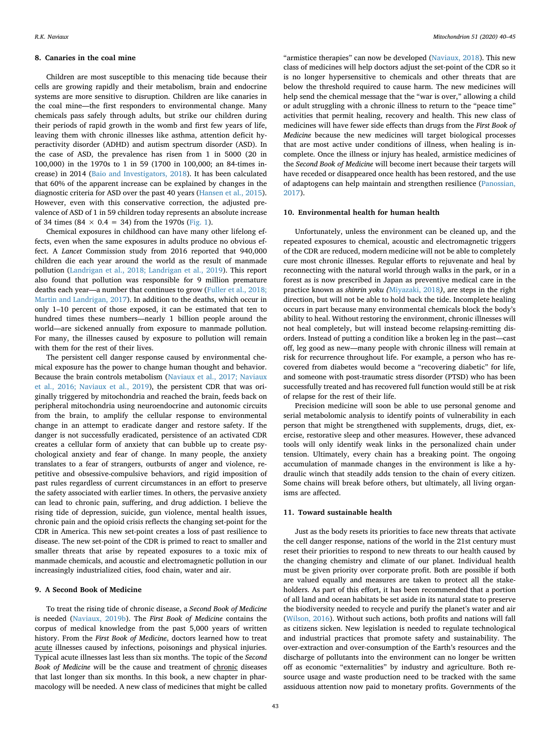## 8. Canaries in the coal mine

Children are most susceptible to this menacing tide because their cells are growing rapidly and their metabolism, brain and endocrine systems are more sensitive to disruption. Children are like canaries in the coal mine—the first responders to environmental change. Many chemicals pass safely through adults, but strike our children during their periods of rapid growth in the womb and first few years of life, leaving them with chronic illnesses like asthma, attention deficit hyperactivity disorder (ADHD) and autism spectrum disorder (ASD). In the case of ASD, the prevalence has risen from 1 in 5000 (20 in 100,000) in the 1970s to 1 in 59 (1700 in 100,000; an 84-times increase) in 2014 (Baio and Investigators, 2018). It has been calculated that 60% of the apparent increase can be explained by changes in the diagnostic criteria for ASD over the past 40 years (Hansen et al., 2015). However, even with this conservative correction, the adjusted prevalence of ASD of 1 in 59 children today represents an absolute increase of 34 times ($84 \times 0.4 = 34$) from the 1970s (Fig. 1).

Chemical exposures in childhood can have many other lifelong effects, even when the same exposures in adults produce no obvious effect. A *Lancet* Commission study from 2016 reported that 940,000 children die each year around the world as the result of manmade pollution (Landrigan et al., 2018; Landrigan et al., 2019). This report also found that pollution was responsible for 9 million premature deaths each year—a number that continues to grow (Fuller et al., 2018; Martin and Landrigan, 2017). In addition to the deaths, which occur in only 1–10 percent of those exposed, it can be estimated that ten to hundred times these numbers—nearly 1 billion people around the world—are sickened annually from exposure to manmade pollution. For many, the illnesses caused by exposure to pollution will remain with them for the rest of their lives.

The persistent cell danger response caused by environmental chemical exposure has the power to change human thought and behavior. Because the brain controls metabolism (Naviaux et al., 2017; Naviaux et al., 2016; Naviaux et al., 2019), the persistent CDR that was originally triggered by mitochondria and reached the brain, feeds back on peripheral mitochondria using neuroendocrine and autonomic circuits from the brain, to amplify the cellular response to environmental change in an attempt to eradicate danger and restore safety. If the danger is not successfully eradicated, persistence of an activated CDR creates a cellular form of anxiety that can bubble up to create psychological anxiety and fear of change. In many people, the anxiety translates to a fear of strangers, outbursts of anger and violence, repetitive and obsessive-compulsive behaviors, and rigid imposition of past rules regardless of current circumstances in an effort to preserve the safety associated with earlier times. In others, the pervasive anxiety can lead to chronic pain, suffering, and drug addiction. I believe the rising tide of depression, suicide, gun violence, mental health issues, chronic pain and the opioid crisis reflects the changing set-point for the CDR in America. This new set-point creates a loss of past resilience to disease. The new set-point of the CDR is primed to react to smaller and smaller threats that arise by repeated exposures to a toxic mix of manmade chemicals, and acoustic and electromagnetic pollution in our increasingly industrialized cities, food chain, water and air.

## 9. A Second Book of Medicine

To treat the rising tide of chronic disease, a *Second Book of Medicine* is needed (Naviaux, 2019b). The *First Book of Medicine* contains the corpus of medical knowledge from the past 5,000 years of written history. From the *First Book of Medicine*, doctors learned how to treat acute illnesses caused by infections, poisonings and physical injuries. Typical acute illnesses last less than six months. The topic of the *Second Book of Medicine* will be the cause and treatment of chronic diseases that last longer than six months. In this book, a new chapter in pharmacology will be needed. A new class of medicines that might be called "armistice therapies" can now be developed (Naviaux, 2018). This new class of medicines will help doctors adjust the set-point of the CDR so it is no longer hypersensitive to chemicals and other threats that are below the threshold required to cause harm. The new medicines will help send the chemical message that the "war is over," allowing a child or adult struggling with a chronic illness to return to the "peace time" activities that permit healing, recovery and health. This new class of medicines will have fewer side effects than drugs from the *First Book of Medicine* because the new medicines will target biological processes that are most active under conditions of illness, when healing is incomplete. Once the illness or injury has healed, armistice medicines of the *Second Book of Medicine* will become inert because their targets will have receded or disappeared once health has been restored, and the use of adaptogens can help maintain and strengthen resilience (Panossian, 2017).

## 10. Environmental health for human health

Unfortunately, unless the environment can be cleaned up, and the repeated exposures to chemical, acoustic and electromagnetic triggers of the CDR are reduced, modern medicine will not be able to completely cure most chronic illnesses. Regular efforts to rejuvenate and heal by reconnecting with the natural world through walks in the park, or in a forest as is now prescribed in Japan as preventive medical care in the practice known as *shinrin yoku (*Miyazaki, 2018*)*, are steps in the right direction, but will not be able to hold back the tide. Incomplete healing occurs in part because many environmental chemicals block the body's ability to heal. Without restoring the environment, chronic illnesses will not heal completely, but will instead become relapsing-remitting disorders. Instead of putting a condition like a broken leg in the past—cast off, leg good as new—many people with chronic illness will remain at risk for recurrence throughout life. For example, a person who has recovered from diabetes would become a "recovering diabetic" for life, and someone with post-traumatic stress disorder (PTSD) who has been successfully treated and has recovered full function would still be at risk of relapse for the rest of their life.

Precision medicine will soon be able to use personal genome and serial metabolomic analysis to identify points of vulnerability in each person that might be strengthened with supplements, drugs, diet, exercise, restorative sleep and other measures. However, these advanced tools will only identify weak links in the personalized chain under tension. Ultimately, every chain has a breaking point. The ongoing accumulation of manmade changes in the environment is like a hydraulic winch that steadily adds tension to the chain of every citizen. Some chains will break before others, but ultimately, all living organisms are affected.

## 11. Toward sustainable health

Just as the body resets its priorities to face new threats that activate the cell danger response, nations of the world in the 21st century must reset their priorities to respond to new threats to our health caused by the changing chemistry and climate of our planet. Individual health must be given priority over corporate profit. Both are possible if both are valued equally and measures are taken to protect all the stakeholders. As part of this effort, it has been recommended that a portion of all land and ocean habitats be set aside in its natural state to preserve the biodiversity needed to recycle and purify the planet's water and air (Wilson, 2016). Without such actions, both profits and nations will fall as citizens sicken. New legislation is needed to regulate technological and industrial practices that promote safety and sustainability. The over-extraction and over-consumption of the Earth's resources and the discharge of pollutants into the environment can no longer be written off as economic "externalities" by industry and agriculture. Both resource usage and waste production need to be tracked with the same assiduous attention now paid to monetary profits. Governments of the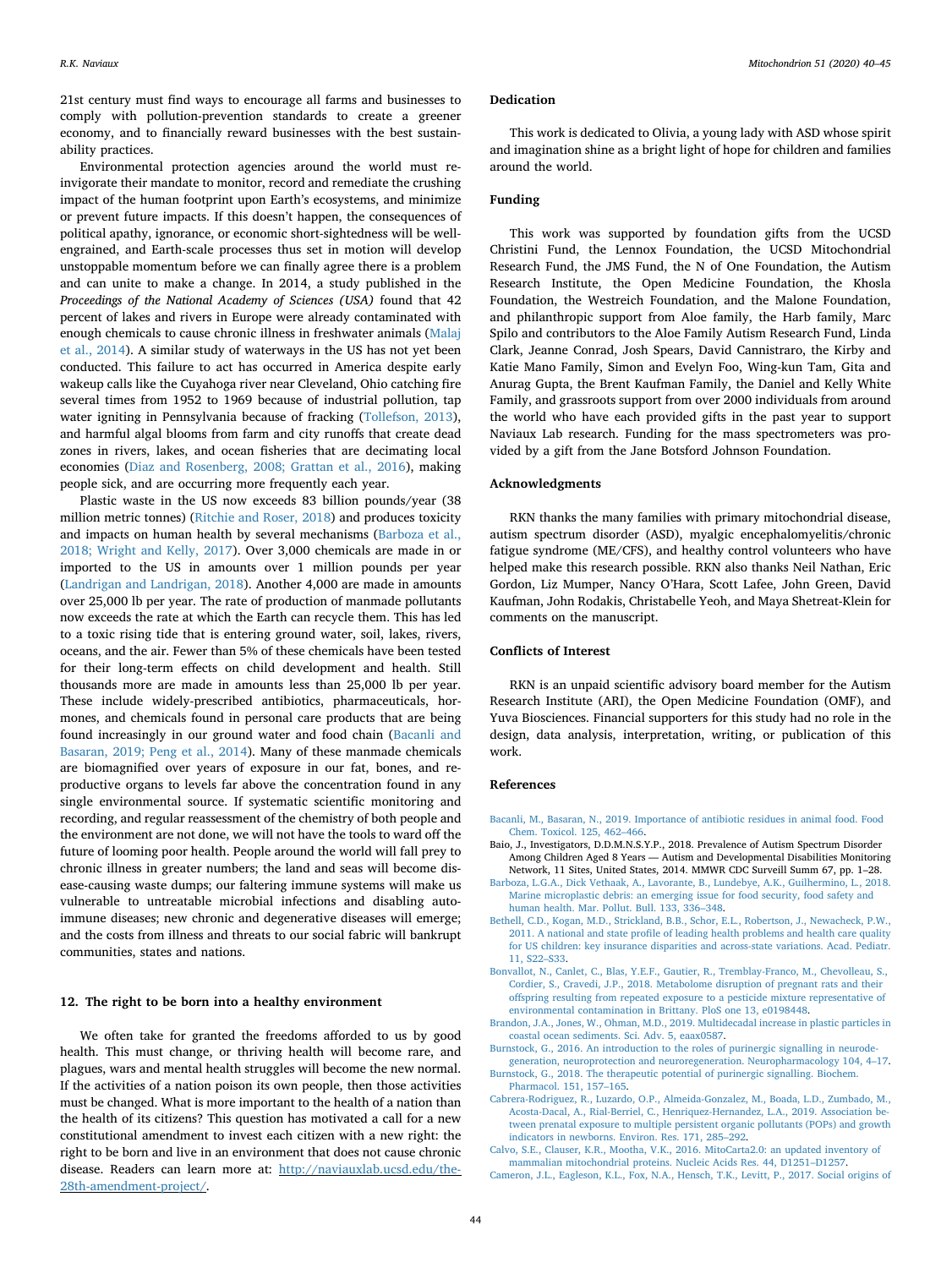21st century must find ways to encourage all farms and businesses to comply with pollution-prevention standards to create a greener economy, and to financially reward businesses with the best sustainability practices.

Environmental protection agencies around the world must reinvigorate their mandate to monitor, record and remediate the crushing impact of the human footprint upon Earth's ecosystems, and minimize or prevent future impacts. If this doesn't happen, the consequences of political apathy, ignorance, or economic short-sightedness will be well-engrained, and Earth-scale processes thus set in motion will develop unstoppable momentum before we can finally agree there is a problem and can unite to make a change. In 2014, a study published in the *Proceedings of the National Academy of Sciences (USA)* found that 42 percent of lakes and rivers in Europe were already contaminated with enough chemicals to cause chronic illness in freshwater animals (Malaj et al., 2014). A similar study of waterways in the US has not yet been conducted. This failure to act has occurred in America despite early wakeup calls like the Cuyahoga river near Cleveland, Ohio catching fire several times from 1952 to 1969 because of industrial pollution, tap water igniting in Pennsylvania because of fracking (Tollefson, 2013), and harmful algal blooms from farm and city runoffs that create dead zones in rivers, lakes, and ocean fisheries that are decimating local economies (Diaz and Rosenberg, 2008; Grattan et al., 2016), making people sick, and are occurring more frequently each year.

Plastic waste in the US now exceeds 83 billion pounds/year (38 million metric tonnes) (Ritchie and Roser, 2018) and produces toxicity and impacts on human health by several mechanisms (Barboza et al., 2018; Wright and Kelly, 2017). Over 3,000 chemicals are made in or imported to the US in amounts over 1 million pounds per year (Landrigan and Landrigan, 2018). Another 4,000 are made in amounts over 25,000 lb per year. The rate of production of manmade pollutants now exceeds the rate at which the Earth can recycle them. This has led to a toxic rising tide that is entering ground water, soil, lakes, rivers, oceans, and the air. Fewer than 5% of these chemicals have been tested for their long-term effects on child development and health. Still thousands more are made in amounts less than 25,000 lb per year. These include widely-prescribed antibiotics, pharmaceuticals, hormones, and chemicals found in personal care products that are being found increasingly in our ground water and food chain (Bacanli and Basaran, 2019; Peng et al., 2014). Many of these manmade chemicals are biomagnified over years of exposure in our fat, bones, and reproductive organs to levels far above the concentration found in any single environmental source. If systematic scientific monitoring and recording, and regular reassessment of the chemistry of both people and the environment are not done, we will not have the tools to ward off the future of looming poor health. People around the world will fall prey to chronic illness in greater numbers; the land and seas will become disease-causing waste dumps; our faltering immune systems will make us vulnerable to untreatable microbial infections and disabling autoimmune diseases; new chronic and degenerative diseases will emerge; and the costs from illness and threats to our social fabric will bankrupt communities, states and nations.

## 12. The right to be born into a healthy environment

We often take for granted the freedoms afforded to us by good health. This must change, or thriving health will become rare, and plagues, wars and mental health struggles will become the new normal. If the activities of a nation poison its own people, then those activities must be changed. What is more important to the health of a nation than the health of its citizens? This question has motivated a call for a new constitutional amendment to invest each citizen with a new right: the right to be born and live in an environment that does not cause chronic disease. Readers can learn more at: http://naviauxlab.ucsd.edu/the-28th-amendment-project/.

## Dedication

This work is dedicated to Olivia, a young lady with ASD whose spirit and imagination shine as a bright light of hope for children and families around the world.

## Funding

This work was supported by foundation gifts from the UCSD Christini Fund, the Lennox Foundation, the UCSD Mitochondrial Research Fund, the JMS Fund, the N of One Foundation, the Autism Research Institute, the Open Medicine Foundation, the Khosla Foundation, the Westreich Foundation, and the Malone Foundation, and philanthropic support from Aloe family, the Harb family, Marc Spilo and contributors to the Aloe Family Autism Research Fund, Linda Clark, Jeanne Conrad, Josh Spears, David Cannistraro, the Kirby and Katie Mano Family, Simon and Evelyn Foo, Wing-kun Tam, Gita and Anurag Gupta, the Brent Kaufman Family, the Daniel and Kelly White Family, and grassroots support from over 2000 individuals from around the world who have each provided gifts in the past year to support Naviaux Lab research. Funding for the mass spectrometers was provided by a gift from the Jane Botsford Johnson Foundation.

## Acknowledgments

RKN thanks the many families with primary mitochondrial disease, autism spectrum disorder (ASD), myalgic encephalomyelitis/chronic fatigue syndrome (ME/CFS), and healthy control volunteers who have helped make this research possible. RKN also thanks Neil Nathan, Eric Gordon, Liz Mumper, Nancy O'Hara, Scott Lafee, John Green, David Kaufman, John Rodakis, Christabelle Yeoh, and Maya Shetreat-Klein for comments on the manuscript.

## Conflicts of Interest

RKN is an unpaid scientific advisory board member for the Autism Research Institute (ARI), the Open Medicine Foundation (OMF), and Yuva Biosciences. Financial supporters for this study had no role in the design, data analysis, interpretation, writing, or publication of this work.

## References

Bacanli, M., Basaran, N., 2019. Importance of antibiotic residues in animal food. Food Chem. Toxicol. 125, 462–466.

Baio, J., Investigators, D.D.M.N.S.Y.P., 2018. Prevalence of Autism Spectrum Disorder Among Children Aged 8 Years — Autism and Developmental Disabilities Monitoring Network, 11 Sites, United States, 2014. MMWR CDC Surveill Summ 67, pp. 1–28.

Barboza, L.G.A., Dick Vethaak, A., Lavorante, B., Lundebye, A.K., Guilhermino, L., 2018. Marine microplastic debris: an emerging issue for food security, food safety and human health. Mar. Pollut. Bull. 133, 336–348.

Bethell, C.D., Kogan, M.D., Strickland, B.B., Schor, E.L., Robertson, J., Newacheck, P.W., 2011. A national and state profile of leading health problems and health care quality for US children: key insurance disparities and across-state variations. Acad. Pediatr. 11, S22–S33.

Bonvallot, N., Canlet, C., Blas, Y.F.E., Gautier, R., Tremblay-Franco, M., Chevolleau, S., Cordier, S., Cravedi, J.P., 2018. Metabolome disruption of pregnant rats and their offspring resulting from repeated exposure to a pesticide mixture representative of environmental contamination in Brittany. PloS one 13, e0198448.

Brandon, J.A., Jones, W., Ohman, M.D., 2019. Multidecadal increase in plastic particles in coastal ocean sediments. Sci. Adv. 5, eaax0587.

Burnstock, G., 2016. An introduction to the roles of purinergic signalling in neurodegeneration, neuroprotection and neuroregeneration. Neuropharmacology 104, 4–17.

Burnstock, G., 2018. The therapeutic potential of purinergic signalling. Biochem. Pharmacol. 151, 157–165.

Cabrera-Rodriguez, R., Luzardo, O.P., Almeida-Gonzalez, M., Boada, L.D., Zumbado, M., Acosta-Dacal, A., Rial-Berriel, C., Henriquez-Hernandez, L.A., 2019. Association between prenatal exposure to multiple persistent organic pollutants (POPs) and growth indicators in newborns. Environ. Res. 171, 285–292.

Calvo, S.E., Clauser, K.R., Mootha, V.K., 2016. MitoCarta2.0: an updated inventory of mammalian mitochondrial proteins. Nucleic Acids Res. 44, D1251–D1257.

Cameron, J.L., Eagleson, K.L., Fox, N.A., Hensch, T.K., Levitt, P., 2017. Social origins of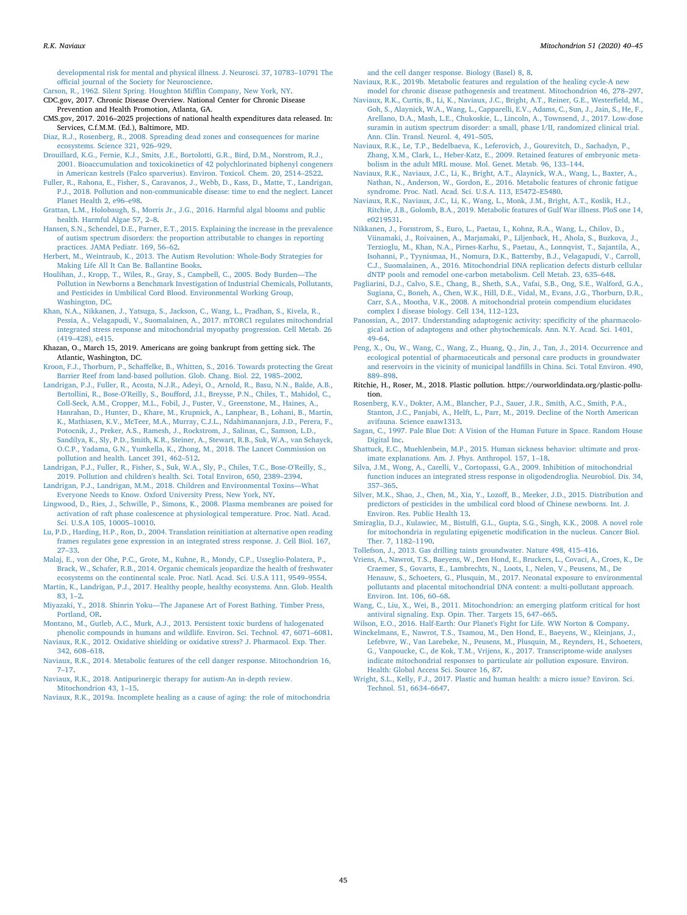developmental risk for mental and physical illness. J. Neurosci. 37, 10783–10791 The official journal of the Society for Neuroscience.

Carson, R., 1962. Silent Spring. Houghton Mifflin Company, New York, NY.

CDC.gov, 2017. Chronic Disease Overview. National Center for Chronic Disease Prevention and Health Promotion, Atlanta, GA.

CMS.gov, 2017. 2016–2025 projections of national health expenditures data released. In: Services, C.f.M.M. (Ed.), Baltimore, MD.

Diaz, R.J., Rosenberg, R., 2008. Spreading dead zones and consequences for marine ecosystems. Science 321, 926–929.

Drouillard, K.G., Fernie, K.J., Smits, J.E., Bortolotti, G.R., Bird, D.M., Norstrom, R.J., 2001. Bioaccumulation and toxicokinetics of 42 polychlorinated biphenyl congeners in American kestrels (Falco sparverius). Environ. Toxicol. Chem. 20, 2514–2522.

Fuller, R., Rahona, E., Fisher, S., Caravanos, J., Webb, D., Kass, D., Matte, T., Landrigan, P.J., 2018. Pollution and non-communicable disease: time to end the neglect. Lancet Planet Health 2, e96–e98.

Grattan, L.M., Holobaugh, S., Morris Jr., J.G., 2016. Harmful algal blooms and public health. Harmful Algae 57, 2–8.

Hansen, S.N., Schendel, D.E., Parner, E.T., 2015. Explaining the increase in the prevalence of autism spectrum disorders: the proportion attributable to changes in reporting practices. JAMA Pediatr. 169, 56–62.

Herbert, M., Weintraub, K., 2013. The Autism Revolution: Whole-Body Strategies for Making Life All It Can Be. Ballantine Books.

Houlihan, J., Kropp, T., Wiles, R., Gray, S., Campbell, C., 2005. Body Burden—The Pollution in Newborns a Benchmark Investigation of Industrial Chemicals, Pollutants, and Pesticides in Umbilical Cord Blood. Environmental Working Group, Washington, DC.

Khan, N.A., Nikkanen, J., Yatsuga, S., Jackson, C., Wang, L., Pradhan, S., Kivela, R., Pessia, A., Velagapudi, V., Suomalainen, A., 2017. mTORC1 regulates mitochondrial integrated stress response and mitochondrial myopathy progression. Cell Metab. 26 (419–428), e415.

Khazan, O., March 15, 2019. Americans are going bankrupt from getting sick. The Atlantic, Washington, DC.

Kroon, F.J., Thorburn, P., Schaffelke, B., Whitten, S., 2016. Towards protecting the Great Barrier Reef from land-based pollution. Glob. Chang. Biol. 22, 1985–2002.

Landrigan, P.J., Fuller, R., Acosta, N.J.R., Adeyi, O., Arnold, R., Basu, N.N., Balde, A.B., Bertollini, R., Bose-O'Reilly, S., Boufford, J.I., Breysse, P.N., Chiles, T., Mahidol, C., Coll-Seck, A.M., Cropper, M.L., Fobil, J., Fuster, V., Greenstone, M., Haines, A., Hanrahan, D., Hunter, D., Khare, M., Krupnick, A., Lanphear, B., Lohani, B., Martin, K., Mathiasen, K.V., McTeer, M.A., Murray, C.J.L., Ndahimananjara, J.D., Perera, F., Potocnik, J., Preker, A.S., Ramesh, J., Rockstrom, J., Salinas, C., Samson, L.D., Sandilya, K., Sly, P.D., Smith, K.R., Steiner, A., Stewart, R.B., Suk, W.A., van Schayck, O.C.P., Yadama, G.N., Yumkella, K., Zhong, M., 2018. The Lancet Commission on pollution and health. Lancet 391, 462–512.

Landrigan, P.J., Fuller, R., Fisher, S., Suk, W.A., Sly, P., Chiles, T.C., Bose-O'Reilly, S., 2019. Pollution and children's health. Sci. Total Environ. 650, 2389–2394.

Landrigan, P.J., Landrigan, M.M., 2018. Children and Environmental Toxins—What Everyone Needs to Know. Oxford University Press, New York, NY.

Lingwood, D., Ries, J., Schwille, P., Simons, K., 2008. Plasma membranes are poised for activation of raft phase coalescence at physiological temperature. Proc. Natl. Acad. Sci. U.S.A 105, 10005–10010.

Lu, P.D., Harding, H.P., Ron, D., 2004. Translation reinitiation at alternative open reading frames regulates gene expression in an integrated stress response. J. Cell Biol. 167, 27–33.

Malaj, E., von der Ohe, P.C., Grote, M., Kuhne, R., Mondy, C.P., Usseglio-Polatera, P., Brack, W., Schafer, R.B., 2014. Organic chemicals jeopardize the health of freshwater ecosystems on the continental scale. Proc. Natl. Acad. Sci. U.S.A 111, 9549–9554.

Martin, K., Landrigan, P.J., 2017. Healthy people, healthy ecosystems. Ann. Glob. Health 83, 1–2.

Miyazaki, Y., 2018. Shinrin Yoku—The Japanese Art of Forest Bathing. Timber Press, Portland, OR.

Montano, M., Gutleb, A.C., Murk, A.J., 2013. Persistent toxic burdens of halogenated phenolic compounds in humans and wildlife. Environ. Sci. Technol. 47, 6071–6081.

Naviaux, R.K., 2012. Oxidative shielding or oxidative stress? J. Pharmacol. Exp. Ther. 342, 608–618.

Naviaux, R.K., 2014. Metabolic features of the cell danger response. Mitochondrion 16, 7–17.

Naviaux, R.K., 2018. Antipurinergic therapy for autism-An in-depth review. Mitochondrion 43, 1–15.

Naviaux, R.K., 2019a. Incomplete healing as a cause of aging: the role of mitochondria and the cell danger response. Biology (Basel) 8, 8.

Naviaux, R.K., 2019b. Metabolic features and regulation of the healing cycle-A new model for chronic disease pathogenesis and treatment. Mitochondrion 46, 278–297.

Naviaux, R.K., Curtis, B., Li, K., Naviaux, J.C., Bright, A.T., Reiner, G.E., Westerfield, M., Goh, S., Alaynick, W.A., Wang, L., Capparelli, E.V., Adams, C., Sun, J., Jain, S., He, F., Arellano, D.A., Mash, L.E., Chukoskie, L., Lincoln, A., Townsend, J., 2017. Low-dose suramin in autism spectrum disorder: a small, phase I/II, randomized clinical trial. Ann. Clin. Transl. Neurol. 4, 491–505.

Naviaux, R.K., Le, T.P., Bedelbaeva, K., Leferovich, J., Gourevitch, D., Sachadyn, P., Zhang, X.M., Clark, L., Heber-Katz, E., 2009. Retained features of embryonic metabolism in the adult MRL mouse. Mol. Genet. Metab. 96, 133–144.

Naviaux, R.K., Naviaux, J.C., Li, K., Bright, A.T., Alaynick, W.A., Wang, L., Baxter, A., Nathan, N., Anderson, W., Gordon, E., 2016. Metabolic features of chronic fatigue syndrome. Proc. Natl. Acad. Sci. U.S.A. 113, E5472–E5480.

Naviaux, R.K., Naviaux, J.C., Li, K., Wang, L., Monk, J.M., Bright, A.T., Koslik, H.J., Ritchie, J.B., Golomb, B.A., 2019. Metabolic features of Gulf War illness. PloS one 14, e0219531.

Nikkanen, J., Forsstrom, S., Euro, L., Paetau, I., Kohnz, R.A., Wang, L., Chilov, D., Viinamaki, J., Roivainen, A., Marjamaki, P., Liljenback, H., Ahola, S., Buzkova, J., Terzioglu, M., Khan, N.A., Pirnes-Karhu, S., Paetau, A., Lonnqvist, T., Sajantila, A., Isohanni, P., Tyynismaa, H., Nomura, D.K., Battersby, B.J., Velagapudi, V., Carroll, C.J., Suomalainen, A., 2016. Mitochondrial DNA replication defects disturb cellular dNTP pools and remodel one-carbon metabolism. Cell Metab. 23, 635–648.

Pagliarini, D.J., Calvo, S.E., Chang, B., Sheth, S.A., Vafai, S.B., Ong, S.E., Walford, G.A., Sugiana, C., Boneh, A., Chen, W.K., Hill, D.E., Vidal, M., Evans, J.G., Thorburn, D.R., Carr, S.A., Mootha, V.K., 2008. A mitochondrial protein compendium elucidates complex I disease biology. Cell 134, 112–123.

Panossian, A., 2017. Understanding adaptogenic activity: specificity of the pharmacological action of adaptogens and other phytochemicals. Ann. N.Y. Acad. Sci. 1401, 49–64.

Peng, X., Ou, W., Wang, C., Wang, Z., Huang, Q., Jin, J., Tan, J., 2014. Occurrence and ecological potential of pharmaceuticals and personal care products in groundwater and reservoirs in the vicinity of municipal landfills in China. Sci. Total Environ. 490, 889–898.

Ritchie, H., Roser, M., 2018. Plastic pollution. https://ourworldindata.org/plastic-pollution.

Rosenberg, K.V., Dokter, A.M., Blancher, P.J., Sauer, J.R., Smith, A.C., Smith, P.A., Stanton, J.C., Panjabi, A., Helft, L., Parr, M., 2019. Decline of the North American avifauna. Science eaaw1313.

Sagan, C., 1997. Pale Blue Dot: A Vision of the Human Future in Space. Random House Digital Inc.

Shattuck, E.C., Muehlenbein, M.P., 2015. Human sickness behavior: ultimate and proximate explanations. Am. J. Phys. Anthropol. 157, 1–18.

Silva, J.M., Wong, A., Carelli, V., Cortopassi, G.A., 2009. Inhibition of mitochondrial function induces an integrated stress response in oligodendroglia. Neurobiol. Dis. 34, 357–365.

Silver, M.K., Shao, J., Chen, M., Xia, Y., Lozoff, B., Meeker, J.D., 2015. Distribution and predictors of pesticides in the umbilical cord blood of Chinese newborns. Int. J. Environ. Res. Public Health 13.

Smiraglia, D.J., Kulawiec, M., Bistulfi, G.L., Gupta, S.G., Singh, K.K., 2008. A novel role for mitochondria in regulating epigenetic modification in the nucleus. Cancer Biol. Ther. 7, 1182–1190.

Tollefson, J., 2013. Gas drilling taints groundwater. Nature 498, 415–416.

Vriens, A., Nawrot, T.S., Baeyens, W., Den Hond, E., Bruckers, L., Covaci, A., Croes, K., De Craemer, S., Govarts, E., Lambrechts, N., Loots, I., Nelen, V., Peusens, M., De Henauw, S., Schoeters, G., Plusquin, M., 2017. Neonatal exposure to environmental pollutants and placental mitochondrial DNA content: a multi-pollutant approach. Environ. Int. 106, 60–68.

Wang, C., Liu, X., Wei, B., 2011. Mitochondrion: an emerging platform critical for host antiviral signaling. Exp. Opin. Ther. Targets 15, 647–665.

Wilson, E.O., 2016. Half-Earth: Our Planet's Fight for Life. WW Norton & Company.

Winckelmans, E., Nawrot, T.S., Tsamou, M., Den Hond, E., Baeyens, W., Kleinjans, J., Lefebvre, W., Van Larebeke, N., Peusens, M., Plusquin, M., Reynders, H., Schoeters, G., Vanpoucke, C., de Kok, T.M., Vrijens, K., 2017. Transcriptome-wide analyses indicate mitochondrial responses to particulate air pollution exposure. Environ. Health: Global Access Sci. Source 16, 87.

Wright, S.L., Kelly, F.J., 2017. Plastic and human health: a micro issue? Environ. Sci. Technol. 51, 6634–6647.